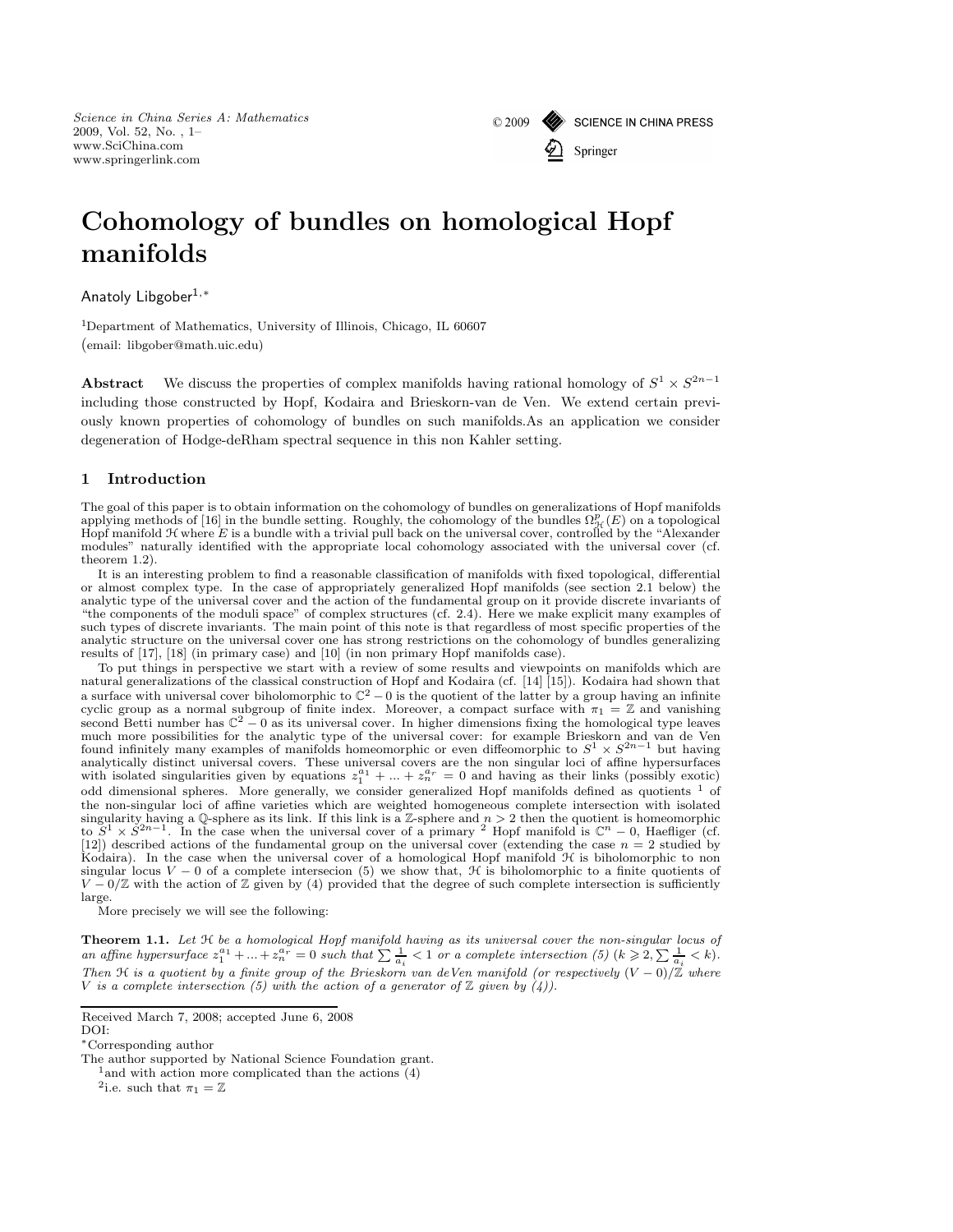# Cohomology of bundles on homological Hopf manifolds

Anatoly Libgober[1,*]

[1]Department of Mathematics, University of Illinois, Chicago, IL 60607

(email: libgober@math.uic.edu)

**Abstract** We discuss the properties of complex manifolds having rational homology of $S^1 \times S^{2n-1}$ including those constructed by Hopf, Kodaira and Brieskorn-van de Ven. We extend certain previously known properties of cohomology of bundles on such manifolds.As an application we consider degeneration of Hodge-deRham spectral sequence in this non Kahler setting.

## 1 Introduction

The goal of this paper is to obtain information on the cohomology of bundles on generalizations of Hopf manifolds applying methods of [16] in the bundle setting. Roughly, the cohomology of the bundles $\Omega^p_{\mathcal{H}}(E)$ on a topological Hopf manifold $\mathcal{H}$ where $E$ is a bundle with a trivial pull back on the universal cover, controlled by the "Alexander modules" naturally identified with the appropriate local cohomology associated with the universal cover (cf. theorem 1.2).

It is an interesting problem to find a reasonable classification of manifolds with fixed topological, differential or almost complex type. In the case of appropriately generalized Hopf manifolds (see section 2.1 below) the analytic type of the universal cover and the action of the fundamental group on it provide discrete invariants of "the components of the moduli space" of complex structures (cf. 2.4). Here we make explicit many examples of such types of discrete invariants. The main point of this note is that regardless of most specific properties of the analytic structure on the universal cover one has strong restrictions on the cohomology of bundles generalizing results of [17], [18] (in primary case) and [10] (in non primary Hopf manifolds case).

To put things in perspective we start with a review of some results and viewpoints on manifolds which are natural generalizations of the classical construction of Hopf and Kodaira (cf. [14] [15]). Kodaira had shown that a surface with universal cover biholomorphic to $\mathbb{C}^2 - 0$ is the quotient of the latter by a group having an infinite cyclic group as a normal subgroup of finite index. Moreover, a compact surface with $\pi_1 = \mathbb{Z}$ and vanishing second Betti number has $\mathbb{C}^2 - 0$ as its universal cover. In higher dimensions fixing the homological type leaves much more possibilities for the analytic type of the universal cover: for example Brieskorn and van de Ven found infinitely many examples of manifolds homeomorphic or even diffeomorphic to $S^1 \times S^{2n-1}$ but having analytically distinct universal covers. These universal covers are the non singular loci of affine hypersurfaces with isolated singularities given by equations $z_1^{a_1} + ... + z_n^{a_r} = 0$ and having as their links (possibly exotic) odd dimensional spheres. More generally, we consider generalized Hopf manifolds defined as quotients [1] of the non-singular loci of affine varieties which are weighted homogeneous complete intersection with isolated singularity having a $\mathbb{Q}$-sphere as its link. If this link is a $\mathbb{Z}$-sphere and $n > 2$ then the quotient is homeomorphic to $S^1 \times S^{2n-1}$. In the case when the universal cover of a primary [2] Hopf manifold is $\mathbb{C}^n - 0$, Haefliger (cf. [12]) described actions of the fundamental group on the universal cover (extending the case $n = 2$ studied by Kodaira). In the case when the universal cover of a homological Hopf manifold $\mathcal{H}$ is biholomorphic to non singular locus $V - 0$ of a complete intersecion (5) we show that, $\mathcal{H}$ is biholomorphic to a finite quotients of $V - 0/\mathbb{Z}$ with the action of $\mathbb{Z}$ given by (4) provided that the degree of such complete intersection is sufficiently large.

More precisely we will see the following:

**Theorem 1.1.** *Let $\mathcal{H}$ be a homological Hopf manifold having as its universal cover the non-singular locus of an affine hypersurface $z_1^{a_1} + ... + z_n^{a_r} = 0$ such that $\sum \frac{1}{a_i} < 1$ or a complete intersection (5) ($k \geqslant 2, \sum \frac{1}{a_i} < k$). Then $\mathcal{H}$ is a quotient by a finite group of the Brieskorn van deVen manifold (or respectively $(V - 0)/\mathbb{Z}$ where $V$ is a complete intersection (5) with the action of a generator of $\mathbb{Z}$ given by (4)).*

---

Received March 7, 2008; accepted June 6, 2008

DOI:

*Corresponding author

The author supported by National Science Foundation grant.

[1]and with action more complicated than the actions (4)

[2]i.e. such that $\pi_1 = \mathbb{Z}$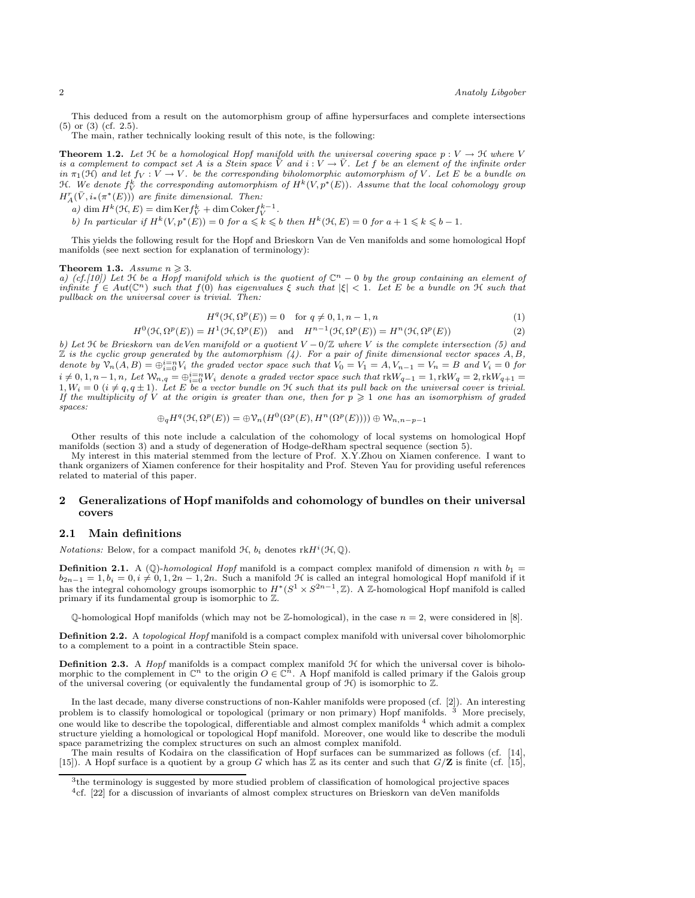This deduced from a result on the automorphism group of affine hypersurfaces and complete intersections (5) or (3) (cf. 2.5).

The main, rather technically looking result of this note, is the following:

**Theorem 1.2.** *Let $\mathcal{H}$ be a homological Hopf manifold with the universal covering space $p : V \to \mathcal{H}$ where $V$ is a complement to compact set $A$ is a Stein space $\bar{V}$ and $i : V \to \bar{V}$. Let $f$ be an element of the infinite order in $\pi_1(\mathcal{H})$ and let $f_V : V \to V$. be the corresponding biholomorphic automorphism of $V$. Let $E$ be a bundle on $\mathcal{H}$. We denote $f_V^k$ the corresponding automorphism of $H^k(V, p^*(E))$. Assume that the local cohomology group $H^r_A(\bar{V}, i_*(\pi^*(E)))$ are finite dimensional. Then:*

*a) $\dim H^k(\mathcal{H}, E) = \dim \mathrm{Ker} f_V^k + \dim \mathrm{Coker} f_V^{k-1}$.*

*b) In particular if $H^k(V, p^*(E)) = 0$ for $a \leqslant k \leqslant b$ then $H^k(\mathcal{H}, E) = 0$ for $a+1 \leqslant k \leqslant b-1$.*

This yields the following result for the Hopf and Brieskorn Van de Ven manifolds and some homological Hopf manifolds (see next section for explanation of terminology):

**Theorem 1.3.** *Assume $n \geqslant 3$.*

*a) (cf.[10]) Let $\mathcal{H}$ be a Hopf manifold which is the quotient of $\mathbb{C}^n - 0$ by the group containing an element of infinite $f \in Aut(\mathbb{C}^n)$ such that $f(0)$ has eigenvalues $\xi$ such that $|\xi| < 1$. Let $E$ be a bundle on $\mathcal{H}$ such that pullback on the universal cover is trivial. Then:*

$$H^q(\mathcal{H}, \Omega^p(E)) = 0 \quad \text{for } q \neq 0, 1, n-1, n \tag{1}$$

$$H^0(\mathcal{H}, \Omega^p(E)) = H^1(\mathcal{H}, \Omega^p(E)) \quad \text{and} \quad H^{n-1}(\mathcal{H}, \Omega^p(E)) = H^n(\mathcal{H}, \Omega^p(E)) \tag{2}$$

*b) Let $\mathcal{H}$ be Brieskorn van deVen manifold or a quotient $V - 0/\mathbb{Z}$ where $V$ is the complete intersection (5) and $\mathbb{Z}$ is the cyclic group generated by the automorphism (4). For a pair of finite dimensional vector spaces $A, B$, denote by $\mathcal{V}_n(A, B) = \oplus_{i=0}^{i=n} V_i$ the graded vector space such that $V_0 = V_1 = A, V_{n-1} = V_n = B$ and $V_i = 0$ for $i \neq 0, 1, n-1, n$, Let $\mathcal{W}_{n,q} = \oplus_{i=0}^{i=n} W_i$ denote a graded vector space such that $\mathrm{rk} W_{q-1} = 1, \mathrm{rk} W_q = 2, \mathrm{rk} W_{q+1} = 1, W_i = 0$ $(i \neq q, q \pm 1)$. Let $E$ be a vector bundle on $\mathcal{H}$ such that its pull back on the universal cover is trivial. If the multiplicity of $V$ at the origin is greater than one, then for $p \geqslant 1$ one has an isomorphism of graded spaces:*

$$\oplus_q H^q(\mathcal{H}, \Omega^p(E)) = \oplus \mathcal{V}_n(H^0(\Omega^p(E), H^n(\Omega^p(E)))) \oplus \mathcal{W}_{n,n-p-1}$$

Other results of this note include a calculation of the cohomology of local systems on homological Hopf manifolds (section 3) and a study of degeneration of Hodge-deRham spectral sequence (section 5).

My interest in this material stemmed from the lecture of Prof. X.Y.Zhou on Xiamen conference. I want to thank organizers of Xiamen conference for their hospitality and Prof. Steven Yau for providing useful references related to material of this paper.

## 2 Generalizations of Hopf manifolds and cohomology of bundles on their universal covers

### 2.1 Main definitions

*Notations:* Below, for a compact manifold $\mathcal{H}$, $b_i$ denotes $\mathrm{rk} H^i(\mathcal{H}, \mathbb{Q})$.

**Definition 2.1.** A ($\mathbb{Q}$)-*homological Hopf* manifold is a compact complex manifold of dimension $n$ with $b_1 = b_{2n-1} = 1, b_i = 0, i \neq 0, 1, 2n-1, 2n$. Such a manifold $\mathcal{H}$ is called an integral homological Hopf manifold if it has the integral cohomology groups isomorphic to $H^*(S^1 \times S^{2n-1}, \mathbb{Z})$. A $\mathbb{Z}$-homological Hopf manifold is called primary if its fundamental group is isomorphic to $\mathbb{Z}$.

$\mathbb{Q}$-homological Hopf manifolds (which may not be $\mathbb{Z}$-homological), in the case $n = 2$, were considered in [8].

**Definition 2.2.** A *topological Hopf* manifold is a compact complex manifold with universal cover biholomorphic to a complement to a point in a contractible Stein space.

**Definition 2.3.** A *Hopf* manifolds is a compact complex manifold $\mathcal{H}$ for which the universal cover is biholomorphic to the complement in $\mathbb{C}^n$ to the origin $O \in \mathbb{C}^n$. A Hopf manifold is called primary if the Galois group of the universal covering (or equivalently the fundamental group of $\mathcal{H}$) is isomorphic to $\mathbb{Z}$.

In the last decade, many diverse constructions of non-Kahler manifolds were proposed (cf. [2]). An interesting problem is to classify homological or topological (primary or non primary) Hopf manifolds. [3] More precisely, one would like to describe the topological, differentiable and almost complex manifolds [4] which admit a complex structure yielding a homological or topological Hopf manifold. Moreover, one would like to describe the moduli space parametrizing the complex structures on such an almost complex manifold.

The main results of Kodaira on the classification of Hopf surfaces can be summarized as follows (cf. [14], [15]). A Hopf surface is a quotient by a group $G$ which has $\mathbb{Z}$ as its center and such that $G/\mathbf{Z}$ is finite (cf. [15],

---

[3] the terminology is suggested by more studied problem of classification of homological projective spaces

[4] cf. [22] for a discussion of invariants of almost complex structures on Brieskorn van deVen manifolds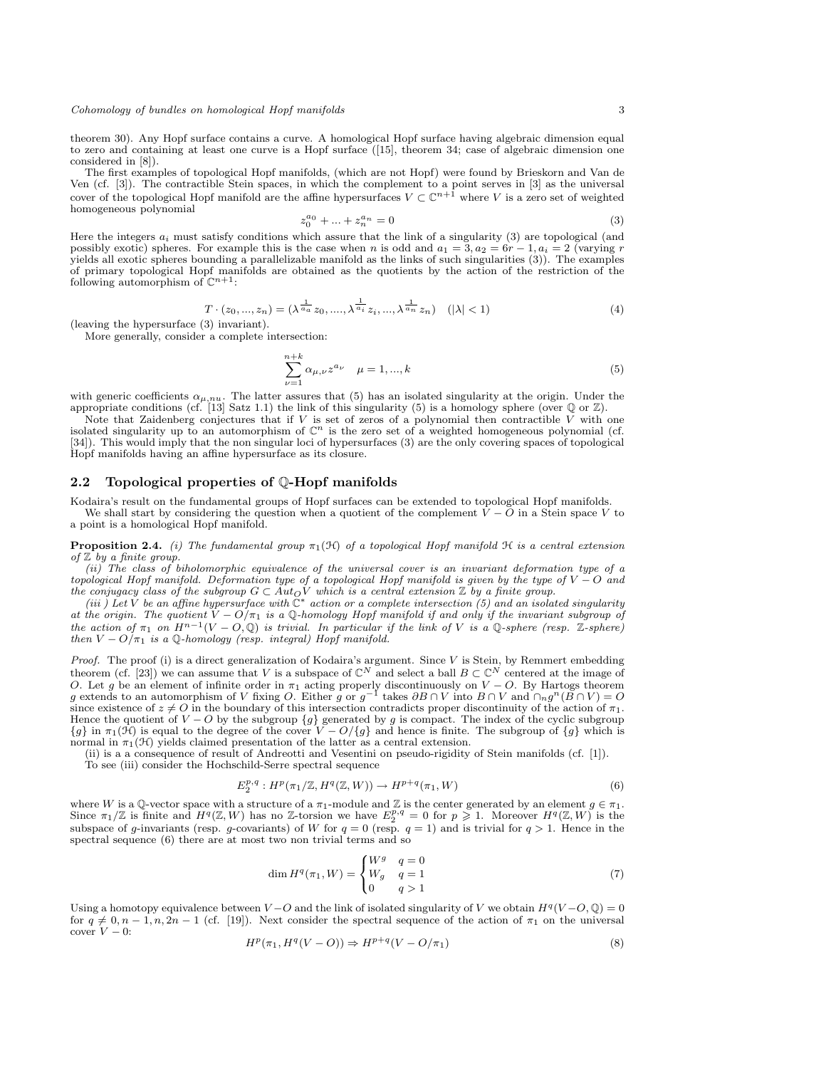theorem 30). Any Hopf surface contains a curve. A homological Hopf surface having algebraic dimension equal to zero and containing at least one curve is a Hopf surface ([15], theorem 34; case of algebraic dimension one considered in [8]).

The first examples of topological Hopf manifolds, (which are not Hopf) were found by Brieskorn and Van de Ven (cf. [3]). The contractible Stein spaces, in which the complement to a point serves in [3] as the universal cover of the topological Hopf manifold are the affine hypersurfaces $V \subset \mathbb{C}^{n+1}$ where $V$ is a zero set of weighted homogeneous polynomial

$$z_0^{a_0} + ... + z_n^{a_n} = 0 \tag{3}$$

Here the integers $a_i$ must satisfy conditions which assure that the link of a singularity (3) are topological (and possibly exotic) spheres. For example this is the case when $n$ is odd and $a_1 = 3, a_2 = 6r - 1, a_i = 2$ (varying $r$ yields all exotic spheres bounding a parallelizable manifold as the links of such singularities (3)). The examples of primary topological Hopf manifolds are obtained as the quotients by the action of the restriction of the following automorphism of $\mathbb{C}^{n+1}$:

$$T \cdot (z_0, ..., z_n) = (\lambda^{\frac{1}{a_a}} z_0, ...., \lambda^{\frac{1}{a_i}} z_i, ..., \lambda^{\frac{1}{a_n}} z_n) \quad (|\lambda| < 1) \tag{4}$$

(leaving the hypersurface (3) invariant).

More generally, consider a complete intersection:

$$\sum_{\nu=1}^{n+k} \alpha_{\mu,\nu} z^{a_\nu} \quad \mu = 1, ..., k \tag{5}$$

with generic coefficients $\alpha_{\mu,nu}$. The latter assures that (5) has an isolated singularity at the origin. Under the appropriate conditions (cf. [13] Satz 1.1) the link of this singularity (5) is a homology sphere (over $\mathbb{Q}$ or $\mathbb{Z}$).

Note that Zaidenberg conjectures that if $V$ is set of zeros of a polynomial then contractible $V$ with one isolated singularity up to an automorphism of $\mathbb{C}^n$ is the zero set of a weighted homogeneous polynomial (cf. [34]). This would imply that the non singular loci of hypersurfaces (3) are the only covering spaces of topological Hopf manifolds having an affine hypersurface as its closure.

## 2.2 Topological properties of $\mathbb{Q}$-Hopf manifolds

Kodaira's result on the fundamental groups of Hopf surfaces can be extended to topological Hopf manifolds.

We shall start by considering the question when a quotient of the complement $V - O$ in a Stein space $V$ to a point is a homological Hopf manifold.

**Proposition 2.4.** *(i) The fundamental group $\pi_1(\mathcal{H})$ of a topological Hopf manifold $\mathcal{H}$ is a central extension of $\mathbb{Z}$ by a finite group.*

*(ii) The class of biholomorphic equivalence of the universal cover is an invariant deformation type of a topological Hopf manifold. Deformation type of a topological Hopf manifold is given by the type of $V - O$ and the conjugacy class of the subgroup $G \subset Aut_O V$ which is a central extension $\mathbb{Z}$ by a finite group.*

*(iii ) Let $V$ be an affine hypersurface with $\mathbb{C}^*$ action or a complete intersection (5) and an isolated singularity at the origin. The quotient $V - O/\pi_1$ is a $\mathbb{Q}$-homology Hopf manifold if and only if the invariant subgroup of the action of $\pi_1$ on $H^{n-1}(V - O, \mathbb{Q})$ is trivial. In particular if the link of $V$ is a $\mathbb{Q}$-sphere (resp. $\mathbb{Z}$-sphere) then $V - O/\pi_1$ is a $\mathbb{Q}$-homology (resp. integral) Hopf manifold.*

*Proof.* The proof (i) is a direct generalization of Kodaira's argument. Since $V$ is Stein, by Remmert embedding theorem (cf. [23]) we can assume that $V$ is a subspace of $\mathbb{C}^N$ and select a ball $B \subset \mathbb{C}^N$ centered at the image of $O$. Let $g$ be an element of infinite order in $\pi_1$ acting properly discontinuously on $V - O$. By Hartogs theorem $g$ extends to an automorphism of $V$ fixing $O$. Either $g$ or $g^{-1}$ takes $\partial B \cap V$ into $B \cap V$ and $\cap_n g^n(B \cap V) = O$ since existence of $z \neq O$ in the boundary of this intersection contradicts proper discontinuity of the action of $\pi_1$. Hence the quotient of $V - O$ by the subgroup $\{g\}$ generated by $g$ is compact. The index of the cyclic subgroup $\{g\}$ in $\pi_1(\mathcal{H})$ is equal to the degree of the cover $V - O/\{g\}$ and hence is finite. The subgroup of $\{g\}$ which is normal in $\pi_1(\mathcal{H})$ yields claimed presentation of the latter as a central extension.

(ii) is a a consequence of result of Andreotti and Vesentini on pseudo-rigidity of Stein manifolds (cf. [1]).

To see (iii) consider the Hochschild-Serre spectral sequence

$$E_2^{p,q} : H^p(\pi_1/\mathbb{Z}, H^q(\mathbb{Z}, W)) \to H^{p+q}(\pi_1, W) \tag{6}$$

where $W$ is a $\mathbb{Q}$-vector space with a structure of a $\pi_1$-module and $\mathbb{Z}$ is the center generated by an element $g \in \pi_1$. Since $\pi_1/\mathbb{Z}$ is finite and $H^q(\mathbb{Z}, W)$ has no $\mathbb{Z}$-torsion we have $E_2^{p,q} = 0$ for $p \geqslant 1$. Moreover $H^q(\mathbb{Z}, W)$ is the subspace of $g$-invariants (resp. $g$-covariants) of $W$ for $q = 0$ (resp. $q = 1$) and is trivial for $q > 1$. Hence in the spectral sequence (6) there are at most two non trivial terms and so

$$\dim H^q(\pi_1, W) = \begin{cases} W^g & q = 0 \\ W_g & q = 1 \\ 0 & q > 1 \end{cases} \tag{7}$$

Using a homotopy equivalence between $V - O$ and the link of isolated singularity of $V$ we obtain $H^q(V - O, \mathbb{Q}) = 0$ for $q \neq 0, n-1, n, 2n-1$ (cf. [19]). Next consider the spectral sequence of the action of $\pi_1$ on the universal cover $V - 0$:

$$H^p(\pi_1, H^q(V - O)) \Rightarrow H^{p+q}(V - O/\pi_1) \tag{8}$$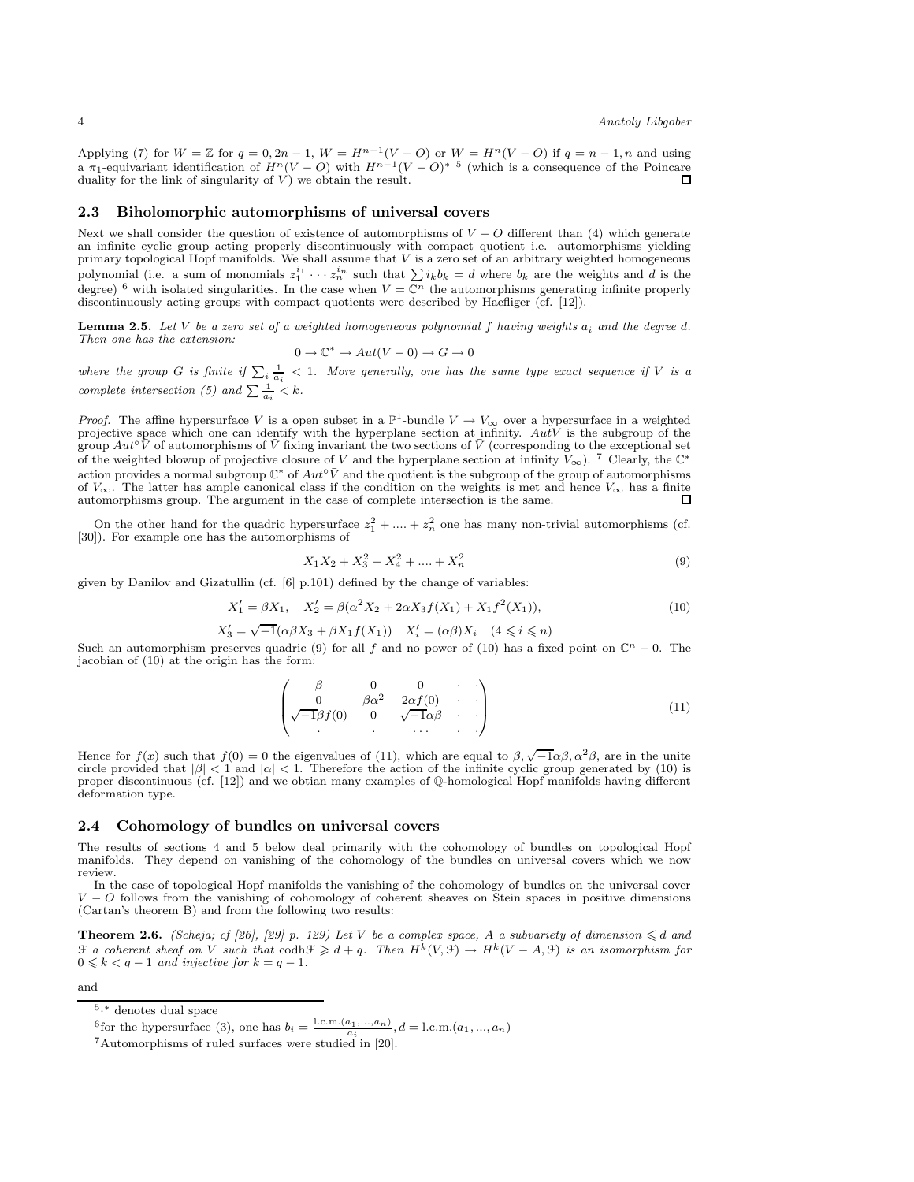Applying (7) for $W = \mathbb{Z}$ for $q = 0, 2n-1$, $W = H^{n-1}(V - O)$ or $W = H^n(V - O)$ if $q = n-1, n$ and using a $\pi_1$-equivariant identification of $H^n(V - O)$ with $H^{n-1}(V - O)^*$ [5] (which is a consequence of the Poincare duality for the link of singularity of $V$) we obtain the result. □

## 2.3 Biholomorphic automorphisms of universal covers

Next we shall consider the question of existence of automorphisms of $V - O$ different than (4) which generate an infinite cyclic group acting properly discontinuously with compact quotient i.e. automorphisms yielding primary topological Hopf manifolds. We shall assume that $V$ is a zero set of an arbitrary weighted homogeneous polynomial (i.e. a sum of monomials $z_1^{i_1} \cdots z_n^{i_n}$ such that $\sum i_k b_k = d$ where $b_k$ are the weights and $d$ is the degree) [6] with isolated singularities. In the case when $V = \mathbb{C}^n$ the automorphisms generating infinite properly discontinuously acting groups with compact quotients were described by Haefliger (cf. [12]).

**Lemma 2.5.** *Let $V$ be a zero set of a weighted homogeneous polynomial $f$ having weights $a_i$ and the degree $d$. Then one has the extension:*

$$0 \to \mathbb{C}^* \to Aut(V - 0) \to G \to 0$$

*where the group $G$ is finite if $\sum_i \frac{1}{a_i} < 1$. More generally, one has the same type exact sequence if $V$ is a complete intersection (5) and $\sum \frac{1}{a_i} < k$.*

*Proof.* The affine hypersurface $V$ is a open subset in a $\mathbb{P}^1$-bundle $\bar{V} \to V_\infty$ over a hypersurface in a weighted projective space which one can identify with the hyperplane section at infinity. $Aut V$ is the subgroup of the group $Aut^\circ \bar{V}$ of automorphisms of $\bar{V}$ fixing invariant the two sections of $\bar{V}$ (corresponding to the exceptional set of the weighted blowup of projective closure of $V$ and the hyperplane section at infinity $V_\infty$). [7] Clearly, the $\mathbb{C}^*$ action provides a normal subgroup $\mathbb{C}^*$ of $Aut^\circ \bar{V}$ and the quotient is the subgroup of the group of automorphisms of $V_\infty$. The latter has ample canonical class if the condition on the weights is met and hence $V_\infty$ has a finite automorphisms group. The argument in the case of complete intersection is the same. □

On the other hand for the quadric hypersurface $z_1^2 + .... + z_n^2$ one has many non-trivial automorphisms (cf. [30]). For example one has the automorphisms of

$$X_1 X_2 + X_3^2 + X_4^2 + .... + X_n^2 \tag{9}$$

given by Danilov and Gizatullin (cf. [6] p.101) defined by the change of variables:

$$X_1' = \beta X_1, \quad X_2' = \beta(\alpha^2 X_2 + 2\alpha X_3 f(X_1) + X_1 f^2(X_1)), \tag{10}$$

$$X_3' = \sqrt{-1}(\alpha\beta X_3 + \beta X_1 f(X_1)) \quad X_i' = (\alpha\beta) X_i \quad (4 \leqslant i \leqslant n)$$

Such an automorphism preserves quadric (9) for all $f$ and no power of (10) has a fixed point on $\mathbb{C}^n - 0$. The jacobian of (10) at the origin has the form:

$$\begin{pmatrix} \beta & 0 & 0 & \cdot & \cdot \\ 0 & \beta\alpha^2 & 2\alpha f(0) & \cdot & \cdot \\ \sqrt{-1}\beta f(0) & 0 & \sqrt{-1}\alpha\beta & \cdot & \cdot \\ \cdot & \cdot & \cdots & \cdot & \cdot \end{pmatrix} \tag{11}$$

Hence for $f(x)$ such that $f(0) = 0$ the eigenvalues of (11), which are equal to $\beta, \sqrt{-1}\alpha\beta, \alpha^2\beta$, are in the unite circle provided that $|\beta| < 1$ and $|\alpha| < 1$. Therefore the action of the infinite cyclic group generated by (10) is proper discontinuous (cf. [12]) and we obtian many examples of $\mathbb{Q}$-homological Hopf manifolds having different deformation type.

## 2.4 Cohomology of bundles on universal covers

The results of sections 4 and 5 below deal primarily with the cohomology of bundles on topological Hopf manifolds. They depend on vanishing of the cohomology of the bundles on universal covers which we now review.

In the case of topological Hopf manifolds the vanishing of the cohomology of bundles on the universal cover $V - O$ follows from the vanishing of cohomology of coherent sheaves on Stein spaces in positive dimensions (Cartan's theorem B) and from the following two results:

**Theorem 2.6.** *(Scheja; cf [26], [29] p. 129) Let $V$ be a complex space, $A$ a subvariety of dimension $\leqslant d$ and $\mathcal{F}$ a coherent sheaf on $V$ such that $\text{codh}\mathcal{F} \geqslant d + q$. Then $H^k(V, \mathcal{F}) \to H^k(V - A, \mathcal{F})$ is an isomorphism for $0 \leqslant k < q - 1$ and injective for $k = q - 1$.*

and

---

[5] .* denotes dual space

[6] for the hypersurface (3), one has $b_i = \frac{\text{l.c.m.}(a_1,...,a_n)}{a_i}, d = \text{l.c.m.}(a_1, ..., a_n)$

[7] Automorphisms of ruled surfaces were studied in [20].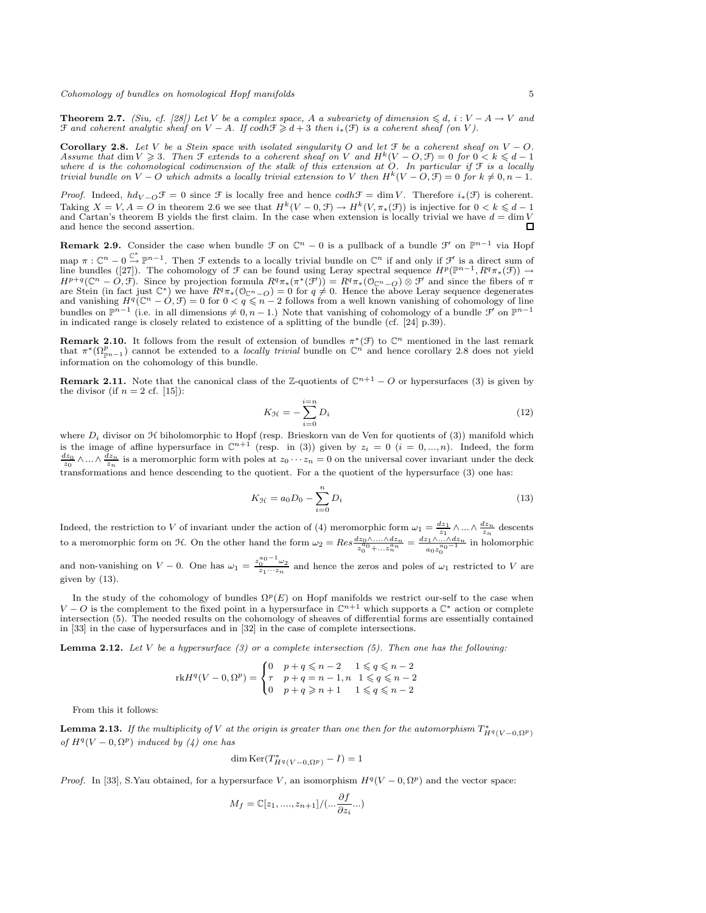**Theorem 2.7.** *(Siu, cf. [28]) Let $V$ be a complex space, $A$ a subvariety of dimension $\leqslant d$, $i : V - A \to V$ and $\mathcal{F}$ and coherent analytic sheaf on $V - A$. If $codh\mathcal{F} \geqslant d + 3$ then $i_*(\mathcal{F})$ is a coherent sheaf (on $V$).*

**Corollary 2.8.** *Let $V$ be a Stein space with isolated singularity $O$ and let $\mathcal{F}$ be a coherent sheaf on $V - O$. Assume that $\dim V \geqslant 3$. Then $\mathcal{F}$ extends to a coherent sheaf on $V$ and $H^k(V - O, \mathcal{F}) = 0$ for $0 < k \leqslant d - 1$ where $d$ is the cohomological codimension of the stalk of this extension at $O$. In particular if $\mathcal{F}$ is a locally trivial bundle on $V - O$ which admits a locally trivial extension to $V$ then $H^k(V - O, \mathcal{F}) = 0$ for $k \neq 0, n - 1$.*

*Proof.* Indeed, $hd_{V-O}\mathcal{F} = 0$ since $\mathcal{F}$ is locally free and hence $codh\mathcal{F} = \dim V$. Therefore $i_*(\mathcal{F})$ is coherent. Taking $X = V, A = O$ in theorem 2.6 we see that $H^k(V - 0, \mathcal{F}) \to H^k(V, \pi_*(\mathcal{F}))$ is injective for $0 < k \leqslant d - 1$ and Cartan's theorem B yields the first claim. In the case when extension is locally trivial we have $d = \dim V$ and hence the second assertion. □

**Remark 2.9.** Consider the case when bundle $\mathcal{F}$ on $\mathbb{C}^n - 0$ is a pullback of a bundle $\mathcal{F}'$ on $\mathbb{P}^{n-1}$ via Hopf map $\pi : \mathbb{C}^n - 0 \xrightarrow{\mathbb{C}^*} \mathbb{P}^{n-1}$. Then $\mathcal{F}$ extends to a locally trivial bundle on $\mathbb{C}^n$ if and only if $\mathcal{F}'$ is a direct sum of line bundles ([27]). The cohomology of $\mathcal{F}$ can be found using Leray spectral sequence $H^p(\mathbb{P}^{n-1}, R^q\pi_*(\mathcal{F})) \to H^{p+q}(\mathbb{C}^n - O, \mathcal{F})$. Since by projection formula $R^q\pi_*(\pi^*(\mathcal{F}')) = R^q\pi_*(\mathcal{O}_{\mathbb{C}^n - O}) \otimes \mathcal{F}'$ and since the fibers of $\pi$ are Stein (in fact just $\mathbb{C}^*$) we have $R^q\pi_*(\mathcal{O}_{\mathbb{C}^n - O}) = 0$ for $q \neq 0$. Hence the above Leray sequence degenerates and vanishing $H^q(\mathbb{C}^n - O, \mathcal{F}) = 0$ for $0 < q \leqslant n - 2$ follows from a well known vanishing of cohomology of line bundles on $\mathbb{P}^{n-1}$ (i.e. in all dimensions $\neq 0, n - 1$.) Note that vanishing of cohomology of a bundle $\mathcal{F}'$ on $\mathbb{P}^{n-1}$ in indicated range is closely related to existence of a splitting of the bundle (cf. [24] p.39).

**Remark 2.10.** It follows from the result of extension of bundles $\pi^*(\mathcal{F})$ to $\mathbb{C}^n$ mentioned in the last remark that $\pi^*(\Omega^p_{\mathbb{P}^{n-1}})$ cannot be extended to a *locally trivial* bundle on $\mathbb{C}^n$ and hence corollary 2.8 does not yield information on the cohomology of this bundle.

**Remark 2.11.** Note that the canonical class of the $\mathbb{Z}$-quotients of $\mathbb{C}^{n+1} - O$ or hypersurfaces (3) is given by the divisor (if $n = 2$ cf. [15]):

$$K_{\mathcal{H}} = -\sum_{i=0}^{i=n} D_i \tag{12}$$

where $D_i$ divisor on $\mathcal{H}$ biholomorphic to Hopf (resp. Brieskorn van de Ven for quotients of (3)) manifold which is the image of affine hypersurface in $\mathbb{C}^{n+1}$ (resp. in (3)) given by $z_i = 0$ $(i = 0, ..., n)$. Indeed, the form $\frac{dz_0}{z_0} \wedge ... \wedge \frac{dz_n}{z_n}$ is a meromorphic form with poles at $z_0 \cdots z_n = 0$ on the universal cover invariant under the deck transformations and hence descending to the quotient. For a the quotient of the hypersurface (3) one has:

$$K_{\mathcal{H}} = a_0 D_0 - \sum_{i=0}^{n} D_i \tag{13}$$

Indeed, the restriction to $V$ of invariant under the action of (4) meromorphic form $\omega_1 = \frac{dz_1}{z_1} \wedge ... \wedge \frac{dz_n}{z_n}$ descents to a meromorphic form on $\mathcal{H}$. On the other hand the form $\omega_2 = Res \frac{dz_0 \wedge .... \wedge dz_n}{z_0^{a_0} + ... z_n^{a_n}} = \frac{dz_1 \wedge ... \wedge dz_n}{a_0 z_0^{a_0 - 1}}$ in holomorphic and non-vanishing on $V - 0$. One has $\omega_1 = \frac{z_0^{a_0-1}\omega_2}{z_1 \cdots z_n}$ and hence the zeros and poles of $\omega_1$ restricted to $V$ are given by (13).

In the study of the cohomology of bundles $\Omega^p(E)$ on Hopf manifolds we restrict our-self to the case when $V - O$ is the complement to the fixed point in a hypersurface in $\mathbb{C}^{n+1}$ which supports a $\mathbb{C}^*$ action or complete intersection (5). The needed results on the cohomology of sheaves of differential forms are essentially contained in [33] in the case of hypersurfaces and in [32] in the case of complete intersections.

**Lemma 2.12.** *Let $V$ be a hypersurface (3) or a complete intersection (5). Then one has the following:*

$$\mathrm{rk} H^q(V - 0, \Omega^p) = \begin{cases} 0 & p + q \leqslant n - 2 \quad 1 \leqslant q \leqslant n - 2 \\ \tau & p + q = n - 1, n \quad 1 \leqslant q \leqslant n - 2 \\ 0 & p + q \geqslant n + 1 \quad 1 \leqslant q \leqslant n - 2 \end{cases}$$

From this it follows:

**Lemma 2.13.** *If the multiplicity of $V$ at the origin is greater than one then for the automorphism $T^*_{H^q(V-0,\Omega^p)}$ of $H^q(V - 0, \Omega^p)$ induced by (4) one has*

$$\dim \mathrm{Ker}(T^*_{H^q(V-0,\Omega^p)} - I) = 1$$

*Proof.* In [33], S.Yau obtained, for a hypersurface $V$, an isomorphism $H^q(V - 0, \Omega^p)$ and the vector space:

$$M_f = \mathbb{C}[z_1, ...., z_{n+1}]/(... \frac{\partial f}{\partial z_i} ...)$$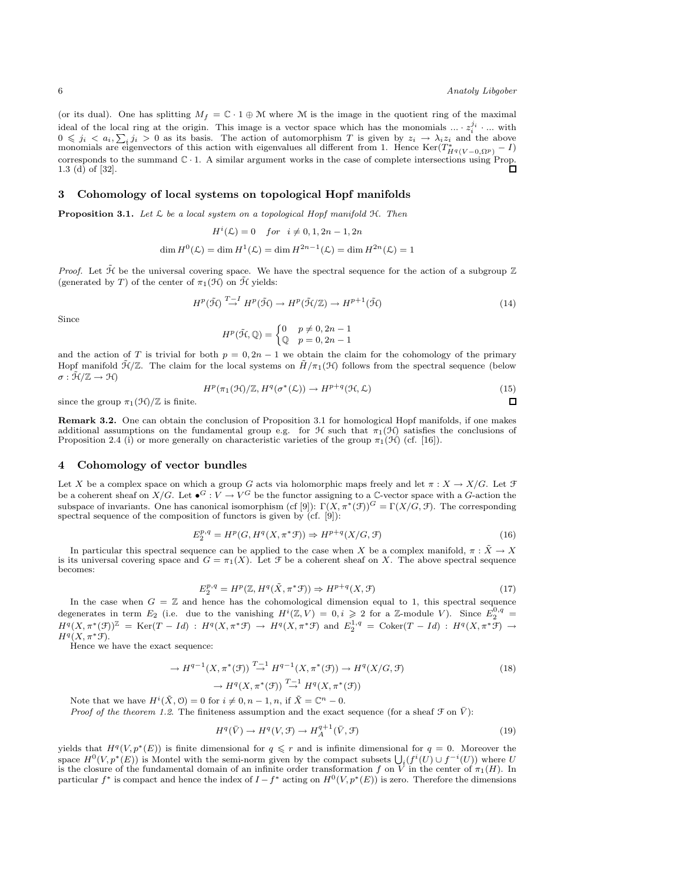(or its dual). One has splitting $M_f = \mathbb{C} \cdot 1 \oplus \mathcal{M}$ where $\mathcal{M}$ is the image in the quotient ring of the maximal ideal of the local ring at the origin. This image is a vector space which has the monomials $... \cdot z_i^{j_i} \cdot ...$ with $0 \leqslant j_i < a_i, \sum_i j_i > 0$ as its basis. The action of automorphism $T$ is given by $z_i \to \lambda_i z_i$ and the above monomials are eigenvectors of this action with eigenvalues all different from 1. Hence $\mathrm{Ker}(T^*_{H^q(V-0,\Omega^p)} - I)$ corresponds to the summand $\mathbb{C} \cdot 1$. A similar argument works in the case of complete intersections using Prop. 1.3 (d) of [32]. ◻

## 3 Cohomology of local systems on topological Hopf manifolds

**Proposition 3.1.** *Let $\mathcal{L}$ be a local system on a topological Hopf manifold $\mathcal{H}$. Then*

$$H^i(\mathcal{L}) = 0 \quad for \quad i \neq 0, 1, 2n-1, 2n$$

$$\dim H^0(\mathcal{L}) = \dim H^1(\mathcal{L}) = \dim H^{2n-1}(\mathcal{L}) = \dim H^{2n}(\mathcal{L}) = 1$$

*Proof.* Let $\tilde{\mathcal{H}}$ be the universal covering space. We have the spectral sequence for the action of a subgroup $\mathbb{Z}$ (generated by $T$) of the center of $\pi_1(\mathcal{H})$ on $\tilde{\mathcal{H}}$ yields:

$$H^p(\tilde{\mathcal{H}}) \stackrel{T-I}{\to} H^p(\tilde{\mathcal{H}}) \to H^p(\tilde{\mathcal{H}}/\mathbb{Z}) \to H^{p+1}(\tilde{\mathcal{H}}) \tag{14}$$

Since

$$H^p(\tilde{\mathcal{H}}, \mathbb{Q}) = \begin{cases} 0 & p \neq 0, 2n-1 \\ \mathbb{Q} & p = 0, 2n-1 \end{cases}$$

and the action of $T$ is trivial for both $p = 0, 2n-1$ we obtain the claim for the cohomology of the primary Hopf manifold $\tilde{\mathcal{H}}/\mathbb{Z}$. The claim for the local systems on $\tilde{H}/\pi_1(\mathcal{H})$ follows from the spectral sequence (below $\sigma : \tilde{\mathcal{H}}/\mathbb{Z} \to \mathcal{H}$)

$$H^p(\pi_1(\mathcal{H})/\mathbb{Z}, H^q(\sigma^*(\mathcal{L})) \to H^{p+q}(\mathcal{H}, \mathcal{L}) \tag{15}$$

since the group $\pi_1(\mathcal{H})/\mathbb{Z}$ is finite. ◻

**Remark 3.2.** One can obtain the conclusion of Proposition 3.1 for homological Hopf manifolds, if one makes additional assumptions on the fundamental group e.g. for $\mathcal{H}$ such that $\pi_1(\mathcal{H})$ satisfies the conclusions of Proposition 2.4 (i) or more generally on characteristic varieties of the group $\pi_1(\mathcal{H})$ (cf. [16]).

## 4 Cohomology of vector bundles

Let $X$ be a complex space on which a group $G$ acts via holomorphic maps freely and let $\pi : X \to X/G$. Let $\mathcal{F}$ be a coherent sheaf on $X/G$. Let $\bullet^G : V \to V^G$ be the functor assigning to a $\mathbb{C}$-vector space with a $G$-action the subspace of invariants. One has canonical isomorphism (cf [9]): $\Gamma(X, \pi^*(\mathcal{F}))^G = \Gamma(X/G, \mathcal{F})$. The corresponding spectral sequence of the composition of functors is given by (cf. [9]):

$$E_2^{p,q} = H^p(G, H^q(X, \pi^*\mathcal{F})) \Rightarrow H^{p+q}(X/G, \mathcal{F}) \tag{16}$$

In particular this spectral sequence can be applied to the case when $X$ be a complex manifold, $\pi : \tilde{X} \to X$ is its universal covering space and $G = \pi_1(X)$. Let $\mathcal{F}$ be a coherent sheaf on $X$. The above spectral sequence becomes:

$$E_2^{p,q} = H^p(\mathbb{Z}, H^q(\tilde{X}, \pi^*\mathcal{F})) \Rightarrow H^{p+q}(X, \mathcal{F}) \tag{17}$$

In the case when $G = \mathbb{Z}$ and hence has the cohomological dimension equal to 1, this spectral sequence degenerates in term $E_2$ (i.e. due to the vanishing $H^i(\mathbb{Z}, V) = 0, i \geqslant 2$ for a $\mathbb{Z}$-module $V$). Since $E_2^{0,q} = H^q(X, \pi^*(\mathcal{F}))^{\mathbb{Z}} = \mathrm{Ker}(T - Id) : H^q(X, \pi^*\mathcal{F}) \to H^q(X, \pi^*\mathcal{F})$ and $E_2^{1,q} = \mathrm{Coker}(T - Id) : H^q(X, \pi^*\mathcal{F}) \to H^q(X, \pi^*\mathcal{F})$.

Hence we have the exact sequence:

$$\begin{aligned} \to H^{q-1}(X, \pi^*(\mathcal{F})) \stackrel{T-1}{\to} H^{q-1}(X, \pi^*(\mathcal{F})) \to H^q(X/G, \mathcal{F}) \\ \to H^q(X, \pi^*(\mathcal{F})) \stackrel{T-1}{\to} H^q(X, \pi^*(\mathcal{F})) \end{aligned} \tag{18}$$

Note that we have $H^i(\tilde{X}, \mathcal{O}) = 0$ for $i \neq 0, n-1, n$, if $\tilde{X} = \mathbb{C}^n - 0$.

*Proof of the theorem 1.2.* The finiteness assumption and the exact sequence (for a sheaf $\mathcal{F}$ on $\bar{V}$):

$$H^q(\bar{V}) \to H^q(V, \mathcal{F}) \to H_A^{q+1}(\bar{V}, \mathcal{F}) \tag{19}$$

yields that $H^q(V, p^*(E))$ is finite dimensional for $q \leqslant r$ and is infinite dimensional for $q = 0$. Moreover the space $H^0(V, p^*(E))$ is Montel with the semi-norm given by the compact subsets $\bigcup_i (f^i(U) \cup f^{-i}(U))$ where $U$ is the closure of the fundamental domain of an infinite order transformation $f$ on $V$ in the center of $\pi_1(H)$. In particular $f^*$ is compact and hence the index of $I - f^*$ acting on $H^0(V, p^*(E))$ is zero. Therefore the dimensions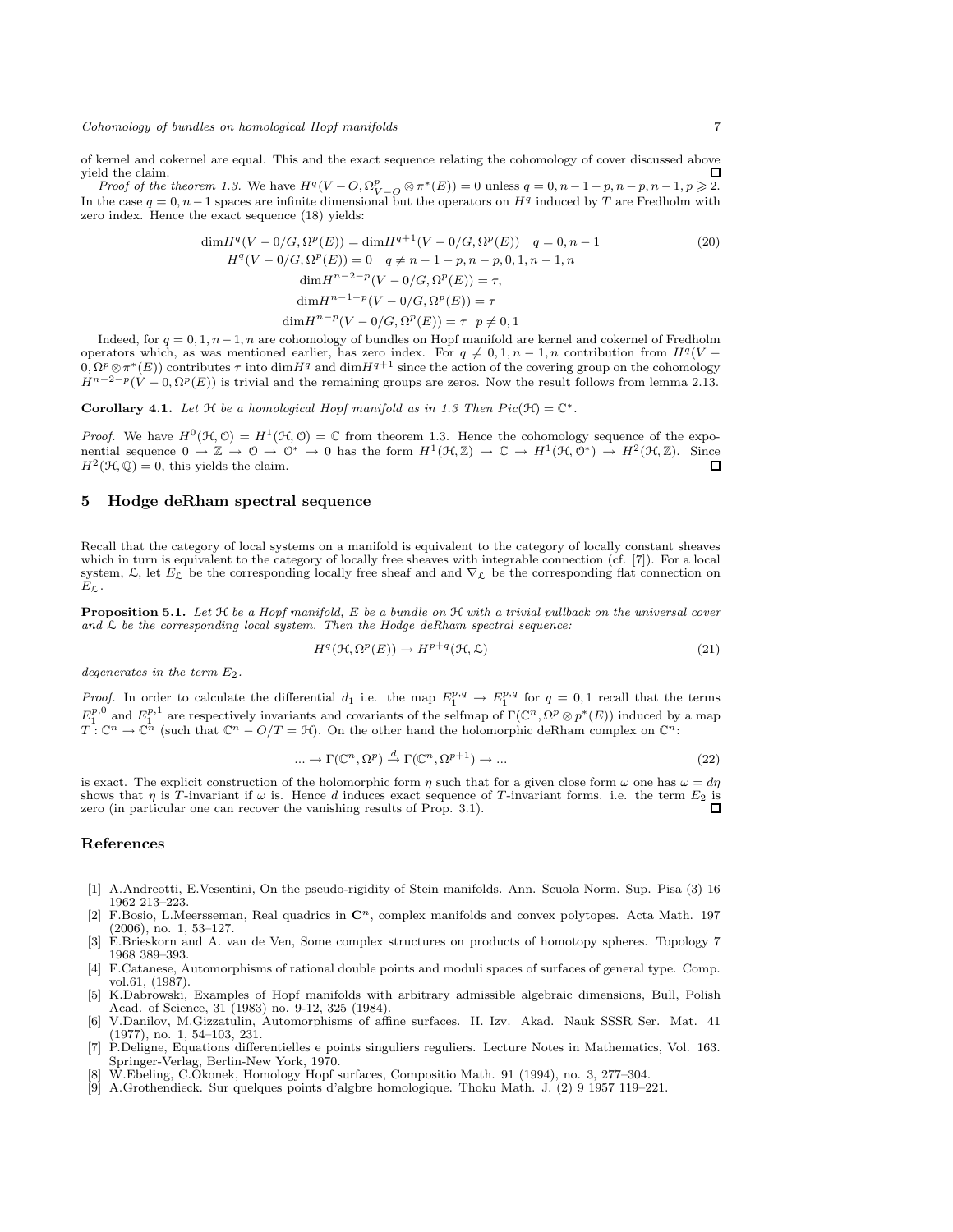of kernel and cokernel are equal. This and the exact sequence relating the cohomology of cover discussed above yield the claim. ☐

*Proof of the theorem 1.3.* We have $H^q(V - O, \Omega^p_{V-O} \otimes \pi^*(E)) = 0$ unless $q = 0, n-1-p, n-p, n-1, p \geqslant 2$. In the case $q = 0, n-1$ spaces are infinite dimensional but the operators on $H^q$ induced by $T$ are Fredholm with zero index. Hence the exact sequence (18) yields:

$$\begin{gathered}
\dim H^q(V - 0/G, \Omega^p(E)) = \dim H^{q+1}(V - 0/G, \Omega^p(E)) \quad q = 0, n-1 \\
H^q(V - 0/G, \Omega^p(E)) = 0 \quad q \neq n-1-p, n-p, 0, 1, n-1, n \\
\dim H^{n-2-p}(V - 0/G, \Omega^p(E)) = \tau, \\
\dim H^{n-1-p}(V - 0/G, \Omega^p(E)) = \tau \\
\dim H^{n-p}(V - 0/G, \Omega^p(E)) = \tau \quad p \neq 0, 1
\end{gathered} \tag{20}$$

Indeed, for $q = 0, 1, n-1, n$ are cohomology of bundles on Hopf manifold are kernel and cokernel of Fredholm operators which, as was mentioned earlier, has zero index. For $q \neq 0, 1, n-1, n$ contribution from $H^q(V - 0, \Omega^p \otimes \pi^*(E))$ contributes $\tau$ into $\dim H^q$ and $\dim H^{q+1}$ since the action of the covering group on the cohomology $H^{n-2-p}(V - 0, \Omega^p(E))$ is trivial and the remaining groups are zeros. Now the result follows from lemma 2.13.

**Corollary 4.1.** *Let $\mathcal{H}$ be a homological Hopf manifold as in 1.3 Then $Pic(\mathcal{H}) = \mathbb{C}^*$.*

*Proof.* We have $H^0(\mathcal{H}, \mathcal{O}) = H^1(\mathcal{H}, \mathcal{O}) = \mathbb{C}$ from theorem 1.3. Hence the cohomology sequence of the exponential sequence $0 \to \mathbb{Z} \to \mathcal{O} \to \mathcal{O}^* \to 0$ has the form $H^1(\mathcal{H}, \mathbb{Z}) \to \mathbb{C} \to H^1(\mathcal{H}, \mathcal{O}^*) \to H^2(\mathcal{H}, \mathbb{Z})$. Since $H^2(\mathcal{H}, \mathbb{Q}) = 0$, this yields the claim. ☐

## 5 Hodge deRham spectral sequence

Recall that the category of local systems on a manifold is equivalent to the category of locally constant sheaves which in turn is equivalent to the category of locally free sheaves with integrable connection (cf. [7]). For a local system, $\mathcal{L}$, let $E_{\mathcal{L}}$ be the corresponding locally free sheaf and and $\nabla_{\mathcal{L}}$ be the corresponding flat connection on $E_{\mathcal{L}}$.

**Proposition 5.1.** *Let $\mathcal{H}$ be a Hopf manifold, $E$ be a bundle on $\mathcal{H}$ with a trivial pullback on the universal cover and $\mathcal{L}$ be the corresponding local system. Then the Hodge deRham spectral sequence:*

$$H^q(\mathcal{H}, \Omega^p(E)) \to H^{p+q}(\mathcal{H}, \mathcal{L}) \tag{21}$$

*degenerates in the term $E_2$.*

*Proof.* In order to calculate the differential $d_1$ i.e. the map $E_1^{p,q} \to E_1^{p,q}$ for $q = 0, 1$ recall that the terms $E_1^{p,0}$ and $E_1^{p,1}$ are respectively invariants and covariants of the selfmap of $\Gamma(\mathbb{C}^n, \Omega^p \otimes p^*(E))$ induced by a map $T : \mathbb{C}^n \to \mathbb{C}^n$ (such that $\mathbb{C}^n - O/T = \mathcal{H}$). On the other hand the holomorphic deRham complex on $\mathbb{C}^n$:

$$\ldots \to \Gamma(\mathbb{C}^n, \Omega^p) \xrightarrow{d} \Gamma(\mathbb{C}^n, \Omega^{p+1}) \to \ldots \tag{22}$$

is exact. The explicit construction of the holomorphic form $\eta$ such that for a given close form $\omega$ one has $\omega = d\eta$ shows that $\eta$ is $T$-invariant if $\omega$ is. Hence $d$ induces exact sequence of $T$-invariant forms. i.e. the term $E_2$ is zero (in particular one can recover the vanishing results of Prop. 3.1). ☐

## References

[1] A.Andreotti, E.Vesentini, On the pseudo-rigidity of Stein manifolds. Ann. Scuola Norm. Sup. Pisa (3) 16 1962 213–223.

[2] F.Bosio, L.Meersseman, Real quadrics in $\mathbf{C}^n$, complex manifolds and convex polytopes. Acta Math. 197 (2006), no. 1, 53–127.

[3] E.Brieskorn and A. van de Ven, Some complex structures on products of homotopy spheres. Topology 7 1968 389–393.

[4] F.Catanese, Automorphisms of rational double points and moduli spaces of surfaces of general type. Comp. vol.61, (1987).

[5] K.Dabrowski, Examples of Hopf manifolds with arbitrary admissible algebraic dimensions, Bull, Polish Acad. of Science, 31 (1983) no. 9-12, 325 (1984).

[6] V.Danilov, M.Gizzatulin, Automorphisms of affine surfaces. II. Izv. Akad. Nauk SSSR Ser. Mat. 41 (1977), no. 1, 54–103, 231.

[7] P.Deligne, Equations differentielles e points singuliers reguliers. Lecture Notes in Mathematics, Vol. 163. Springer-Verlag, Berlin-New York, 1970.

[8] W.Ebeling, C.Okonek, Homology Hopf surfaces, Compositio Math. 91 (1994), no. 3, 277–304.

[9] A.Grothendieck. Sur quelques points d'algbre homologique. Thoku Math. J. (2) 9 1957 119–221.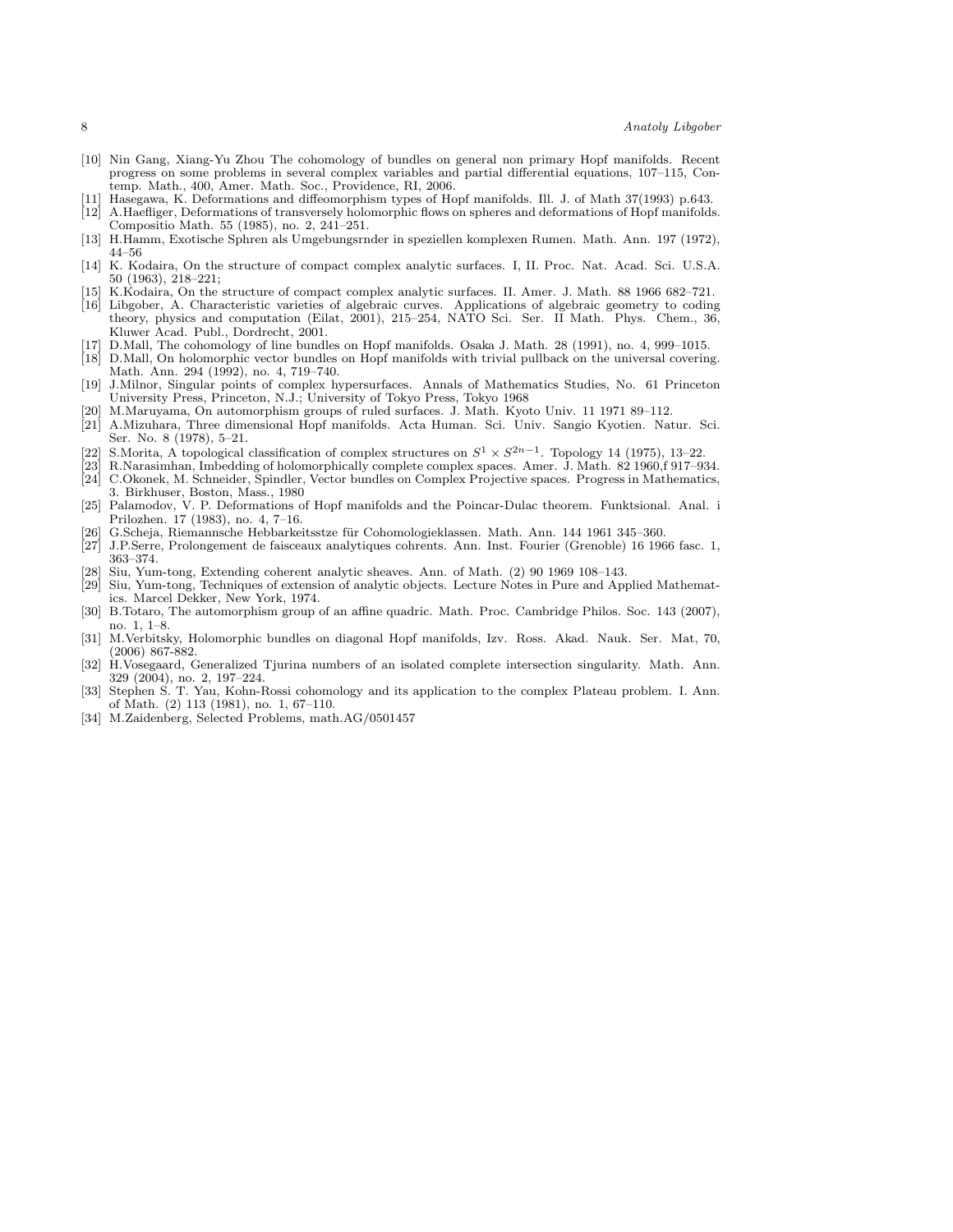[10] Nin Gang, Xiang-Yu Zhou The cohomology of bundles on general non primary Hopf manifolds. Recent progress on some problems in several complex variables and partial differential equations, 107–115, Contemp. Math., 400, Amer. Math. Soc., Providence, RI, 2006.

[11] Hasegawa, K. Deformations and diffeomorphism types of Hopf manifolds. Ill. J. of Math 37(1993) p.643.

[12] A.Haefliger, Deformations of transversely holomorphic flows on spheres and deformations of Hopf manifolds. Compositio Math. 55 (1985), no. 2, 241–251.

[13] H.Hamm, Exotische Sphren als Umgebungsrnder in speziellen komplexen Rumen. Math. Ann. 197 (1972), 44–56

[14] K. Kodaira, On the structure of compact complex analytic surfaces. I, II. Proc. Nat. Acad. Sci. U.S.A. 50 (1963), 218–221;

[15] K.Kodaira, On the structure of compact complex analytic surfaces. II. Amer. J. Math. 88 1966 682–721.

[16] Libgober, A. Characteristic varieties of algebraic curves. Applications of algebraic geometry to coding theory, physics and computation (Eilat, 2001), 215–254, NATO Sci. Ser. II Math. Phys. Chem., 36, Kluwer Acad. Publ., Dordrecht, 2001.

[17] D.Mall, The cohomology of line bundles on Hopf manifolds. Osaka J. Math. 28 (1991), no. 4, 999–1015.

[18] D.Mall, On holomorphic vector bundles on Hopf manifolds with trivial pullback on the universal covering. Math. Ann. 294 (1992), no. 4, 719–740.

[19] J.Milnor, Singular points of complex hypersurfaces. Annals of Mathematics Studies, No. 61 Princeton University Press, Princeton, N.J.; University of Tokyo Press, Tokyo 1968

[20] M.Maruyama, On automorphism groups of ruled surfaces. J. Math. Kyoto Univ. 11 1971 89–112.

[21] A.Mizuhara, Three dimensional Hopf manifolds. Acta Human. Sci. Univ. Sangio Kyotien. Natur. Sci. Ser. No. 8 (1978), 5–21.

[22] S.Morita, A topological classification of complex structures on $S^1 \times S^{2n-1}$. Topology 14 (1975), 13–22.

[23] R.Narasimhan, Imbedding of holomorphically complete complex spaces. Amer. J. Math. 82 1960,f 917–934.

[24] C.Okonek, M. Schneider, Spindler, Vector bundles on Complex Projective spaces. Progress in Mathematics, 3. Birkhuser, Boston, Mass., 1980

[25] Palamodov, V. P. Deformations of Hopf manifolds and the Poincar-Dulac theorem. Funktsional. Anal. i Prilozhen. 17 (1983), no. 4, 7–16.

[26] G.Scheja, Riemannsche Hebbarkeitsstze für Cohomologieklassen. Math. Ann. 144 1961 345–360.

[27] J.P.Serre, Prolongement de faisceaux analytiques cohrents. Ann. Inst. Fourier (Grenoble) 16 1966 fasc. 1, 363–374.

[28] Siu, Yum-tong, Extending coherent analytic sheaves. Ann. of Math. (2) 90 1969 108–143.

[29] Siu, Yum-tong, Techniques of extension of analytic objects. Lecture Notes in Pure and Applied Mathematics. Marcel Dekker, New York, 1974.

[30] B.Totaro, The automorphism group of an affine quadric. Math. Proc. Cambridge Philos. Soc. 143 (2007), no. 1, 1–8.

[31] M.Verbitsky, Holomorphic bundles on diagonal Hopf manifolds, Izv. Ross. Akad. Nauk. Ser. Mat, 70, (2006) 867-882.

[32] H.Vosegaard, Generalized Tjurina numbers of an isolated complete intersection singularity. Math. Ann. 329 (2004), no. 2, 197–224.

[33] Stephen S. T. Yau, Kohn-Rossi cohomology and its application to the complex Plateau problem. I. Ann. of Math. (2) 113 (1981), no. 1, 67–110.

[34] M.Zaidenberg, Selected Problems, math.AG/0501457